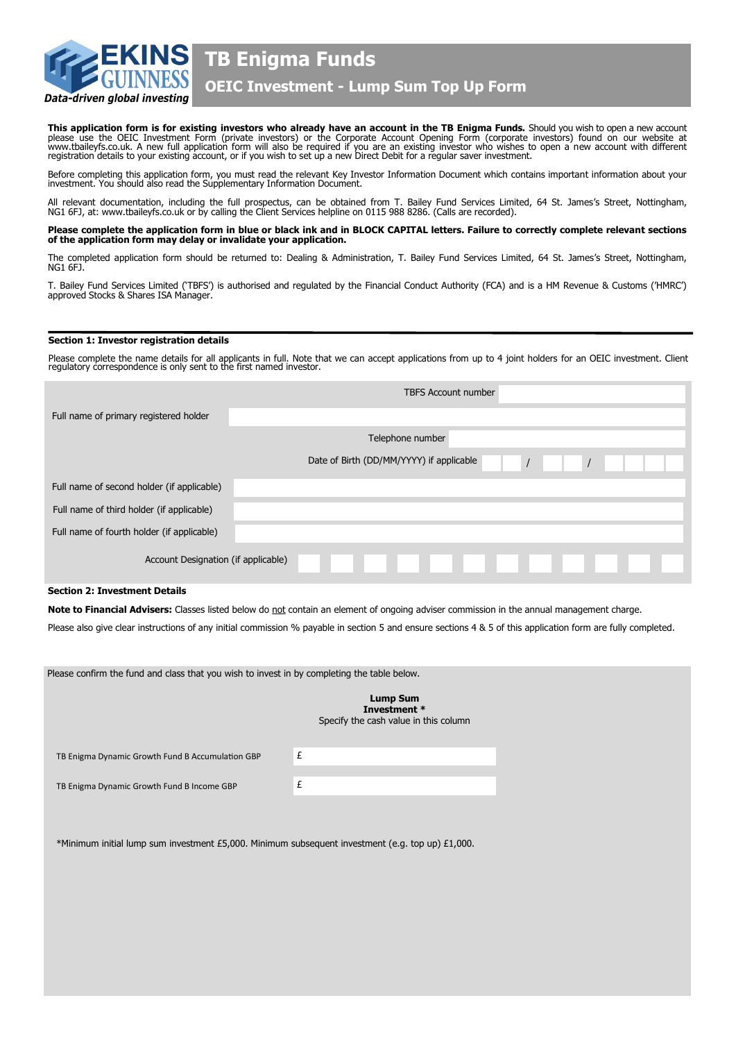EKINS GUINNESS

*Data-driven global investing*

# TB Enigma Funds

## OEIC Investment - Lump Sum Top Up Form

**This application form is for existing investors who already have an account in the TB Enigma Funds.** Should you wish to open a new account please use the OEIC Investment Form (private investors) or the Corporate Account Opening Form (corporate investors) found on our website at www.tbaileyfs.co.uk. A new full application form will also be required if you are an existing investor who wishes to open a new account with different registration details to your existing account, or if you wish to set up a new Direct Debit for a regular saver investment.

Before completing this application form, you must read the relevant Key Investor Information Document which contains important information about your investment. You should also read the Supplementary Information Document.

All relevant documentation, including the full prospectus, can be obtained from T. Bailey Fund Services Limited, 64 St. James's Street, Nottingham, NG1 6FJ, at: www.tbaileyfs.co.uk or by calling the Client Services helpline on 0115 988 8286. (Calls are recorded).

**Please complete the application form in blue or black ink and in BLOCK CAPITAL letters. Failure to correctly complete relevant sections of the application form may delay or invalidate your application.**

The completed application form should be returned to: Dealing & Administration, T. Bailey Fund Services Limited, 64 St. James's Street, Nottingham, NG1 6FJ.

T. Bailey Fund Services Limited ('TBFS') is authorised and regulated by the Financial Conduct Authority (FCA) and is a HM Revenue & Customs ('HMRC') approved Stocks & Shares ISA Manager.

### Section 1: Investor registration details

Please complete the name details for all applicants in full. Note that we can accept applications from up to 4 joint holders for an OEIC investment. Client regulatory correspondence is only sent to the first named investor.

| | |
|---|---|
| TBFS Account number | |
| Full name of primary registered holder | |
| Telephone number | |
| Date of Birth (DD/MM/YYYY) if applicable | / / |
| Full name of second holder (if applicable) | |
| Full name of third holder (if applicable) | |
| Full name of fourth holder (if applicable) | |
| Account Designation (if applicable) | |

### Section 2: Investment Details

**Note to Financial Advisers:** Classes listed below do not contain an element of ongoing adviser commission in the annual management charge.

Please also give clear instructions of any initial commission % payable in section 5 and ensure sections 4 & 5 of this application form are fully completed.

Please confirm the fund and class that you wish to invest in by completing the table below.

| | **Lump Sum Investment *** Specify the cash value in this column |
|---|---|
| TB Enigma Dynamic Growth Fund B Accumulation GBP | £ |
| TB Enigma Dynamic Growth Fund B Income GBP | £ |

*Minimum initial lump sum investment £5,000. Minimum subsequent investment (e.g. top up) £1,000.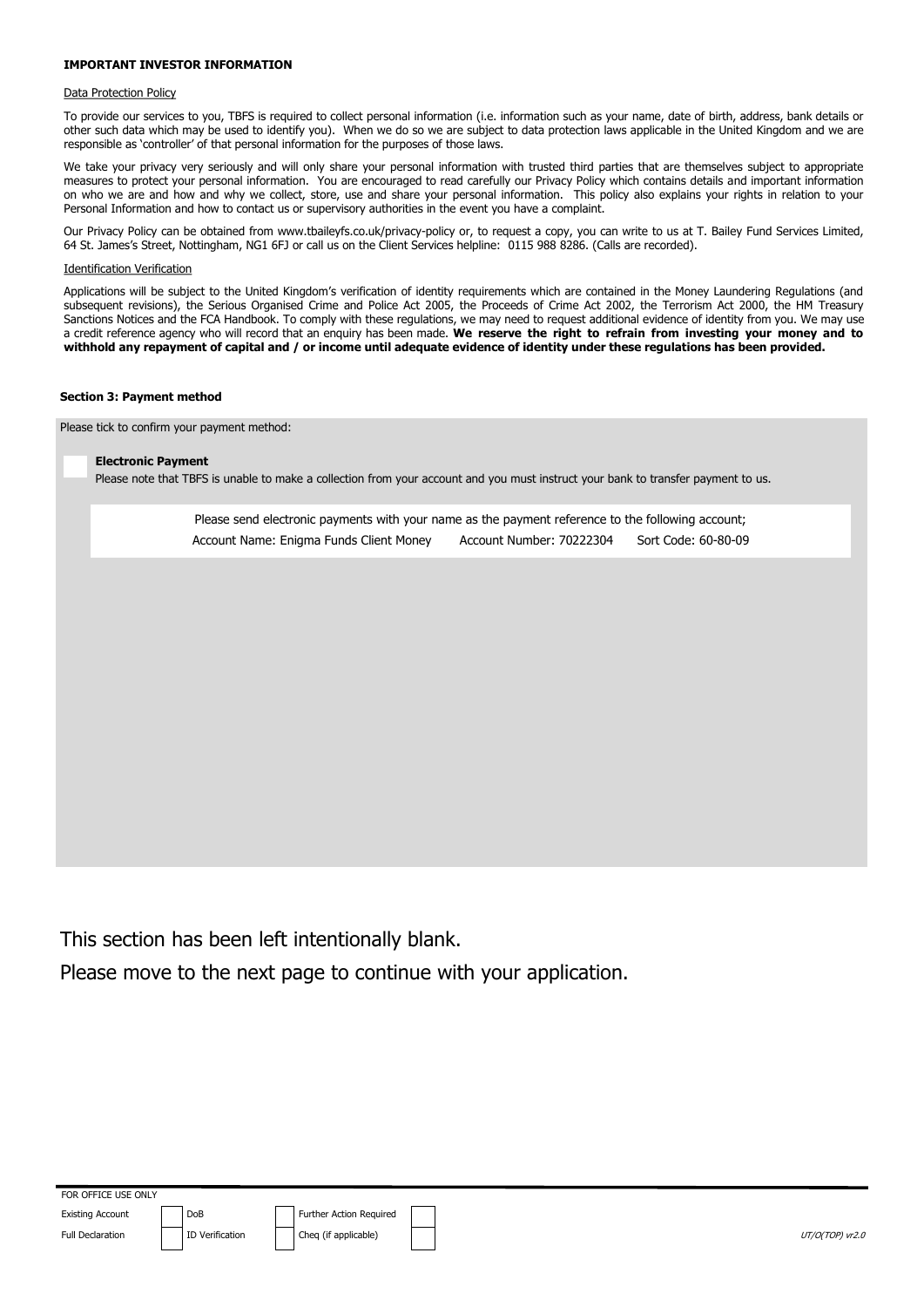**IMPORTANT INVESTOR INFORMATION**

Data Protection Policy

To provide our services to you, TBFS is required to collect personal information (i.e. information such as your name, date of birth, address, bank details or other such data which may be used to identify you). When we do so we are subject to data protection laws applicable in the United Kingdom and we are responsible as 'controller' of that personal information for the purposes of those laws.

We take your privacy very seriously and will only share your personal information with trusted third parties that are themselves subject to appropriate measures to protect your personal information. You are encouraged to read carefully our Privacy Policy which contains details and important information on who we are and how and why we collect, store, use and share your personal information. This policy also explains your rights in relation to your Personal Information and how to contact us or supervisory authorities in the event you have a complaint.

Our Privacy Policy can be obtained from www.tbaileyfs.co.uk/privacy-policy or, to request a copy, you can write to us at T. Bailey Fund Services Limited, 64 St. James's Street, Nottingham, NG1 6FJ or call us on the Client Services helpline: 0115 988 8286. (Calls are recorded).

Identification Verification

Applications will be subject to the United Kingdom's verification of identity requirements which are contained in the Money Laundering Regulations (and subsequent revisions), the Serious Organised Crime and Police Act 2005, the Proceeds of Crime Act 2002, the Terrorism Act 2000, the HM Treasury Sanctions Notices and the FCA Handbook. To comply with these regulations, we may need to request additional evidence of identity from you. We may use a credit reference agency who will record that an enquiry has been made. **We reserve the right to refrain from investing your money and to withhold any repayment of capital and / or income until adequate evidence of identity under these regulations has been provided.**

**Section 3: Payment method**

Please tick to confirm your payment method:

☐ **Electronic Payment**

Please note that TBFS is unable to make a collection from your account and you must instruct your bank to transfer payment to us.

Please send electronic payments with your name as the payment reference to the following account;

Account Name: Enigma Funds Client Money    Account Number: 70222304    Sort Code: 60-80-09

This section has been left intentionally blank.

Please move to the next page to continue with your application.

FOR OFFICE USE ONLY

| Existing Account | | DoB | | Further Action Required | |
|---|---|---|---|---|---|
| Full Declaration | | ID Verification | | Cheq (if applicable) | |

*UT/O(TOP) vr2.0*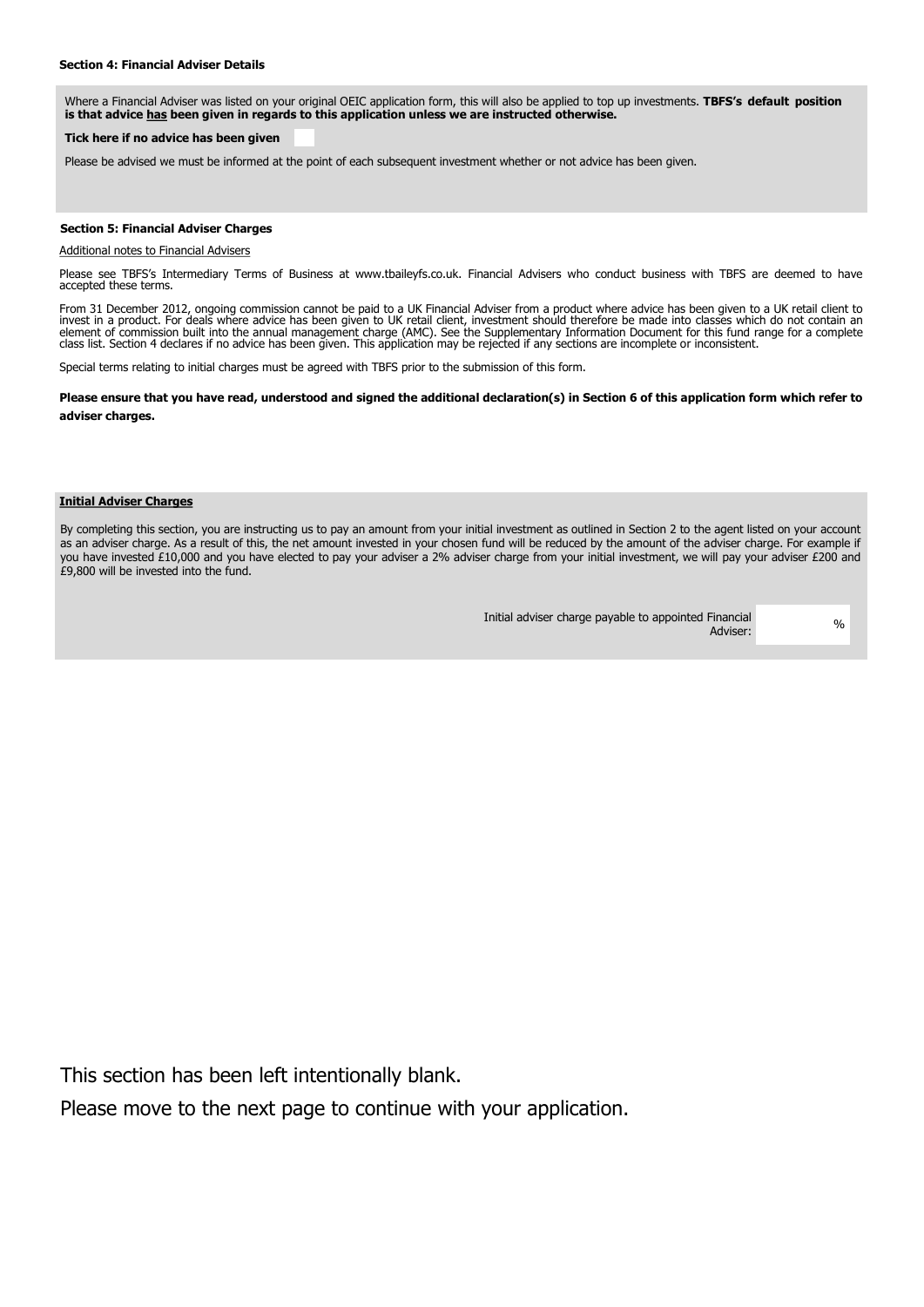### Section 4: Financial Adviser Details

Where a Financial Adviser was listed on your original OEIC application form, this will also be applied to top up investments. **TBFS's default position is that advice has been given in regards to this application unless we are instructed otherwise.**

**Tick here if no advice has been given** ☐

Please be advised we must be informed at the point of each subsequent investment whether or not advice has been given.

### Section 5: Financial Adviser Charges

Additional notes to Financial Advisers

Please see TBFS's Intermediary Terms of Business at www.tbaileyfs.co.uk. Financial Advisers who conduct business with TBFS are deemed to have accepted these terms.

From 31 December 2012, ongoing commission cannot be paid to a UK Financial Adviser from a product where advice has been given to a UK retail client to invest in a product. For deals where advice has been given to UK retail client, investment should therefore be made into classes which do not contain an element of commission built into the annual management charge (AMC). See the Supplementary Information Document for this fund range for a complete class list. Section 4 declares if no advice has been given. This application may be rejected if any sections are incomplete or inconsistent.

Special terms relating to initial charges must be agreed with TBFS prior to the submission of this form.

**Please ensure that you have read, understood and signed the additional declaration(s) in Section 6 of this application form which refer to adviser charges.**

#### Initial Adviser Charges

By completing this section, you are instructing us to pay an amount from your initial investment as outlined in Section 2 to the agent listed on your account as an adviser charge. As a result of this, the net amount invested in your chosen fund will be reduced by the amount of the adviser charge. For example if you have invested £10,000 and you have elected to pay your adviser a 2% adviser charge from your initial investment, we will pay your adviser £200 and £9,800 will be invested into the fund.

Initial adviser charge payable to appointed Financial Adviser: ______ %

This section has been left intentionally blank.

Please move to the next page to continue with your application.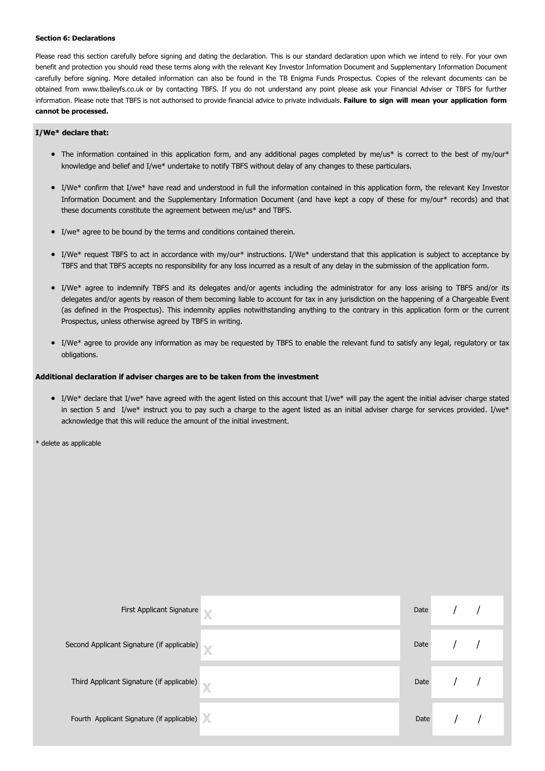**Section 6: Declarations**

Please read this section carefully before signing and dating the declaration. This is our standard declaration upon which we intend to rely. For your own benefit and protection you should read these terms along with the relevant Key Investor Information Document and Supplementary Information Document carefully before signing. More detailed information can also be found in the TB Enigma Funds Prospectus. Copies of the relevant documents can be obtained from www.tbaileyfs.co.uk or by contacting TBFS. If you do not understand any point please ask your Financial Adviser or TBFS for further information. Please note that TBFS is not authorised to provide financial advice to private individuals. **Failure to sign will mean your application form cannot be processed.**

**I/We* declare that:**

- The information contained in this application form, and any additional pages completed by me/us* is correct to the best of my/our* knowledge and belief and I/we* undertake to notify TBFS without delay of any changes to these particulars.
- I/We* confirm that I/we* have read and understood in full the information contained in this application form, the relevant Key Investor Information Document and the Supplementary Information Document (and have kept a copy of these for my/our* records) and that these documents constitute the agreement between me/us* and TBFS.
- I/we* agree to be bound by the terms and conditions contained therein.
- I/We* request TBFS to act in accordance with my/our* instructions. I/We* understand that this application is subject to acceptance by TBFS and that TBFS accepts no responsibility for any loss incurred as a result of any delay in the submission of the application form.
- I/We* agree to indemnify TBFS and its delegates and/or agents including the administrator for any loss arising to TBFS and/or its delegates and/or agents by reason of them becoming liable to account for tax in any jurisdiction on the happening of a Chargeable Event (as defined in the Prospectus). This indemnity applies notwithstanding anything to the contrary in this application form or the current Prospectus, unless otherwise agreed by TBFS in writing.
- I/We* agree to provide any information as may be requested by TBFS to enable the relevant fund to satisfy any legal, regulatory or tax obligations.

**Additional declaration if adviser charges are to be taken from the investment**

- I/We* declare that I/we* have agreed with the agent listed on this account that I/we* will pay the agent the initial adviser charge stated in section 5 and I/we* instruct you to pay such a charge to the agent listed as an initial adviser charge for services provided. I/We* acknowledge that this will reduce the amount of the initial investment.

\* delete as applicable

| | | | |
|---|---|---|---|
| First Applicant Signature | X | Date | / / |
| Second Applicant Signature (if applicable) | X | Date | / / |
| Third Applicant Signature (if applicable) | X | Date | / / |
| Fourth Applicant Signature (if applicable) | X | Date | / / |